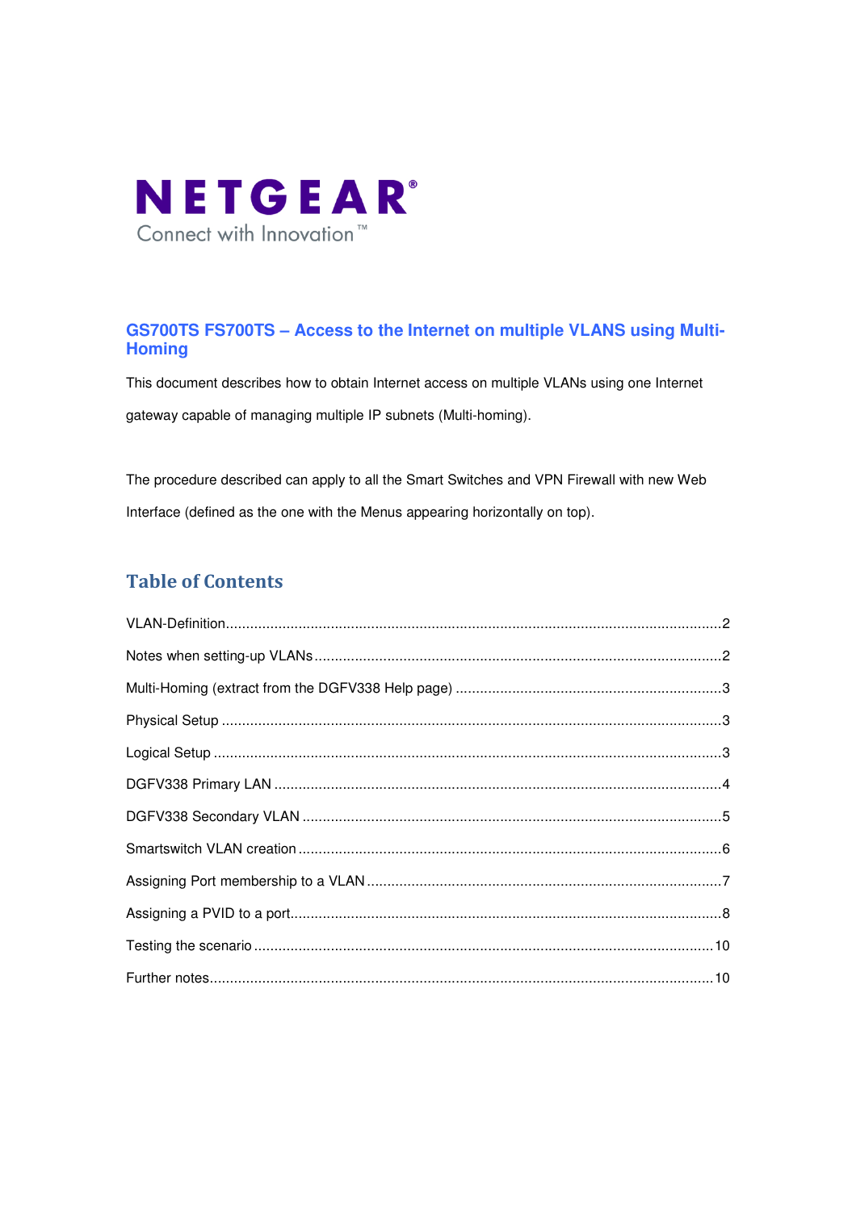NETGEAR®

Connect with Innovation™

# GS700TS FS700TS – Access to the Internet on multiple VLANS using Multi-Homing

This document describes how to obtain Internet access on multiple VLANs using one Internet gateway capable of managing multiple IP subnets (Multi-homing).

The procedure described can apply to all the Smart Switches and VPN Firewall with new Web Interface (defined as the one with the Menus appearing horizontally on top).

## Table of Contents

VLAN-Definition........................................................................................................................2

Notes when setting-up VLANs....................................................................................................2

Multi-Homing (extract from the DGFV338 Help page) ..................................................................3

Physical Setup ..........................................................................................................................3

Logical Setup ............................................................................................................................3

DGFV338 Primary LAN .............................................................................................................4

DGFV338 Secondary VLAN ......................................................................................................5

Smartswitch VLAN creation .......................................................................................................6

Assigning Port membership to a VLAN .......................................................................................7

Assigning a PVID to a port.........................................................................................................8

Testing the scenario ................................................................................................................10

Further notes...........................................................................................................................10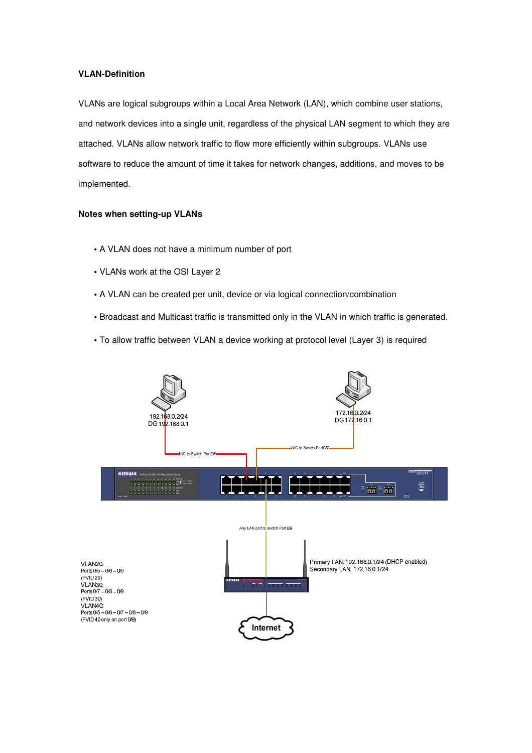**VLAN-Definition**

VLANs are logical subgroups within a Local Area Network (LAN), which combine user stations, and network devices into a single unit, regardless of the physical LAN segment to which they are attached. VLANs allow network traffic to flow more efficiently within subgroups. VLANs use software to reduce the amount of time it takes for network changes, additions, and moves to be implemented.

**Notes when setting-up VLANs**

- A VLAN does not have a minimum number of port
- VLANs work at the OSI Layer 2
- A VLAN can be created per unit, device or via logical connection/combination
- Broadcast and Multicast traffic is transmitted only in the VLAN in which traffic is generated.
- To allow traffic between VLAN a device working at protocol level (Layer 3) is required

192.168.0.2/24
DG 192.168.0.1

172.16.0.2/24
DG 172.16.0.1

NIC to Switch Port0/5

NIC to Switch Port0/7

Any LAN port to switch Port 0/9

Primary LAN: 192.168.0.1/24 (DHCP enabled)
Secondary LAN: 172.16.0.1/24

VLAN20:
Ports 0/5 – 0/6 – 0/9
(PVID 20)
VLAN30:
Ports 0/7 – 0/8 – 0/9
(PVID 30)
VLAN40:
Ports 0/5 – 0/6 – 0/7 – 0/8 – 0/9
(PVID 40 only on port 0/9)

Internet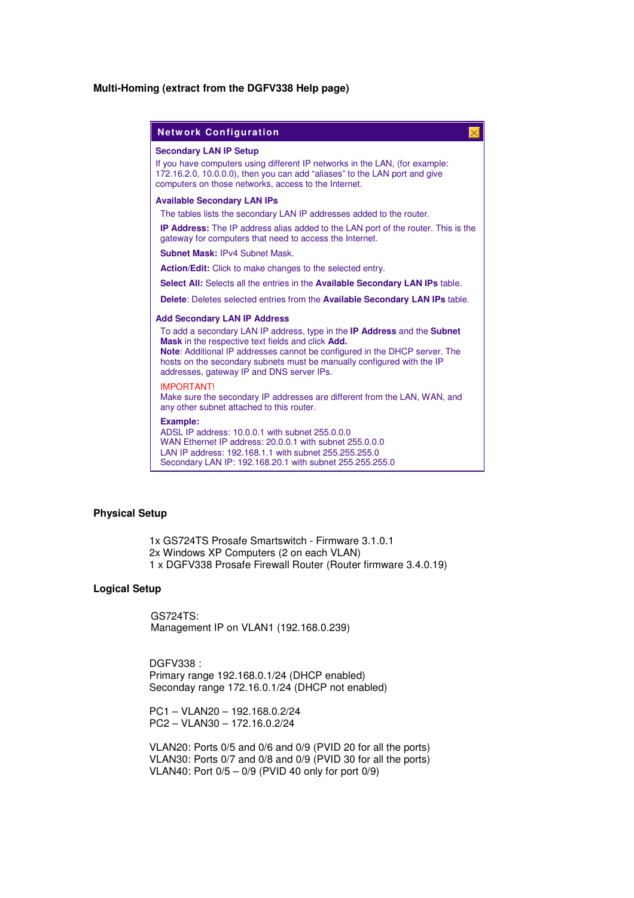**Multi-Homing (extract from the DGFV338 Help page)**

**Network Configuration**

**Secondary LAN IP Setup**

If you have computers using different IP networks in the LAN, (for example: 172.16.2.0, 10.0.0.0), then you can add "aliases" to the LAN port and give computers on those networks, access to the Internet.

**Available Secondary LAN IPs**

The tables lists the secondary LAN IP addresses added to the router.

**IP Address:** The IP address alias added to the LAN port of the router. This is the gateway for computers that need to access the Internet.

**Subnet Mask:** IPv4 Subnet Mask.

**Action/Edit:** Click to make changes to the selected entry.

**Select All:** Selects all the entries in the **Available Secondary LAN IPs** table.

**Delete**: Deletes selected entries from the **Available Secondary LAN IPs** table.

**Add Secondary LAN IP Address**

To add a secondary LAN IP address, type in the **IP Address** and the **Subnet Mask** in the respective text fields and click **Add.**
**Note**: Additional IP addresses cannot be configured in the DHCP server. The hosts on the secondary subnets must be manually configured with the IP addresses, gateway IP and DNS server IPs.

IMPORTANT!
Make sure the secondary IP addresses are different from the LAN, WAN, and any other subnet attached to this router.

**Example:**
ADSL IP address: 10.0.0.1 with subnet 255.0.0.0
WAN Ethernet IP address: 20.0.0.1 with subnet 255.0.0.0
LAN IP address: 192.168.1.1 with subnet 255.255.255.0
Secondary LAN IP: 192.168.20.1 with subnet 255.255.255.0

**Physical Setup**

1x GS724TS Prosafe Smartswitch - Firmware 3.1.0.1
2x Windows XP Computers (2 on each VLAN)
1 x DGFV338 Prosafe Firewall Router (Router firmware 3.4.0.19)

**Logical Setup**

GS724TS:
Management IP on VLAN1 (192.168.0.239)

DGFV338 :
Primary range 192.168.0.1/24 (DHCP enabled)
Seconday range 172.16.0.1/24 (DHCP not enabled)

PC1 – VLAN20 – 192.168.0.2/24
PC2 – VLAN30 – 172.16.0.2/24

VLAN20: Ports 0/5 and 0/6 and 0/9 (PVID 20 for all the ports)
VLAN30: Ports 0/7 and 0/8 and 0/9 (PVID 30 for all the ports)
VLAN40: Port 0/5 – 0/9 (PVID 40 only for port 0/9)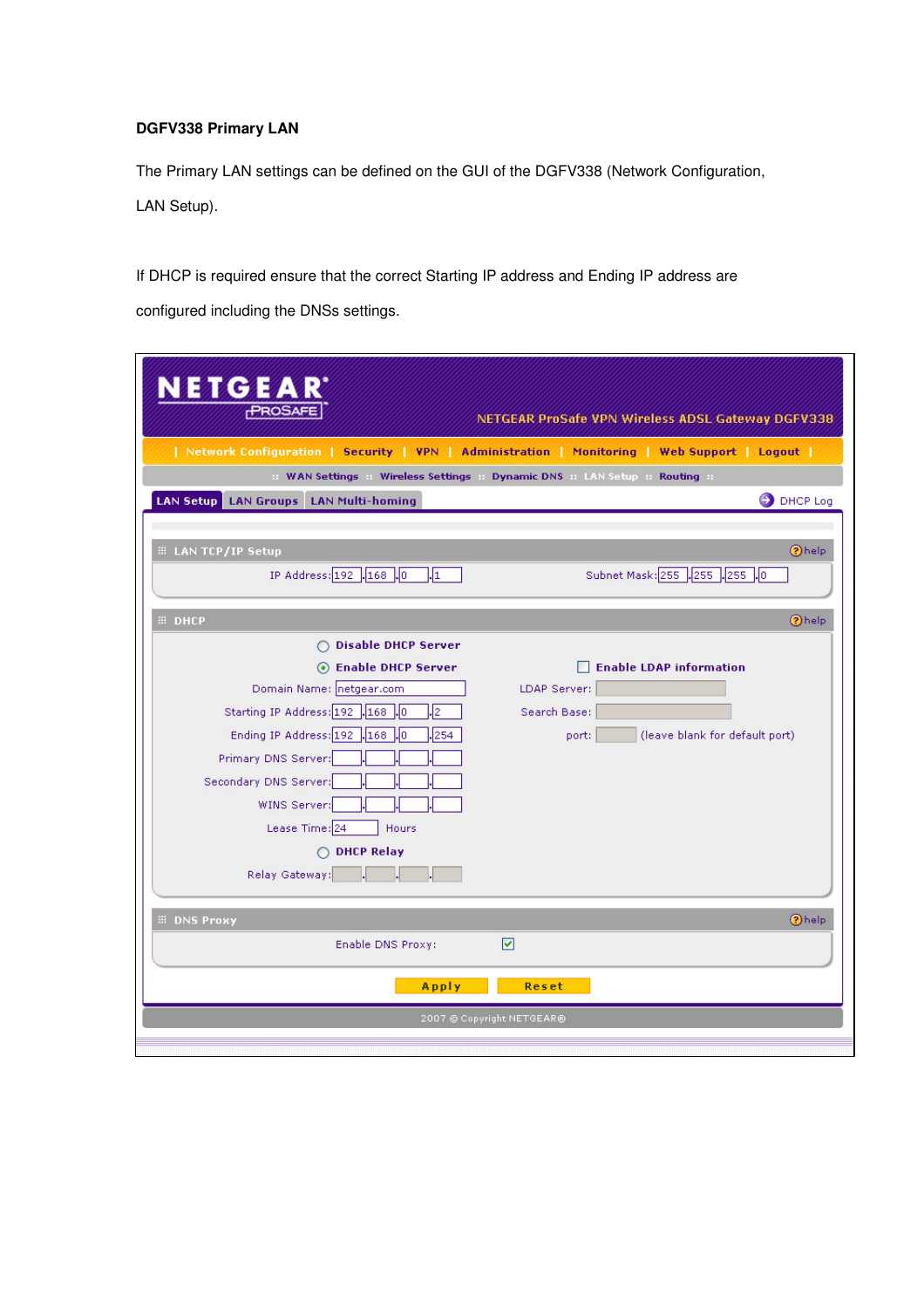**DGFV338 Primary LAN**

The Primary LAN settings can be defined on the GUI of the DGFV338 (Network Configuration, LAN Setup).

If DHCP is required ensure that the correct Starting IP address and Ending IP address are configured including the DNSs settings.

NETGEAR PROSAFE

NETGEAR ProSafe VPN Wireless ADSL Gateway DGFV338

| Network Configuration | Security | VPN | Administration | Monitoring | Web Support | Logout |

:: WAN Settings :: Wireless Settings :: Dynamic DNS :: LAN Setup :: Routing ::

LAN Setup | LAN Groups | LAN Multi-homing

DHCP Log

**LAN TCP/IP Setup** (help)

IP Address: 192 . 168 . 0 . 1

Subnet Mask: 255 . 255 . 255 . 0

**DHCP** (help)

- Disable DHCP Server
- Enable DHCP Server

Domain Name: netgear.com

Starting IP Address: 192 . 168 . 0 . 2

Ending IP Address: 192 . 168 . 0 . 254

Primary DNS Server:

Secondary DNS Server:

WINS Server:

Lease Time: 24 Hours

- DHCP Relay

Relay Gateway:

Enable LDAP information

LDAP Server:

Search Base:

port: (leave blank for default port)

**DNS Proxy** (help)

Enable DNS Proxy: ☑

Apply | Reset

2007 © Copyright NETGEAR®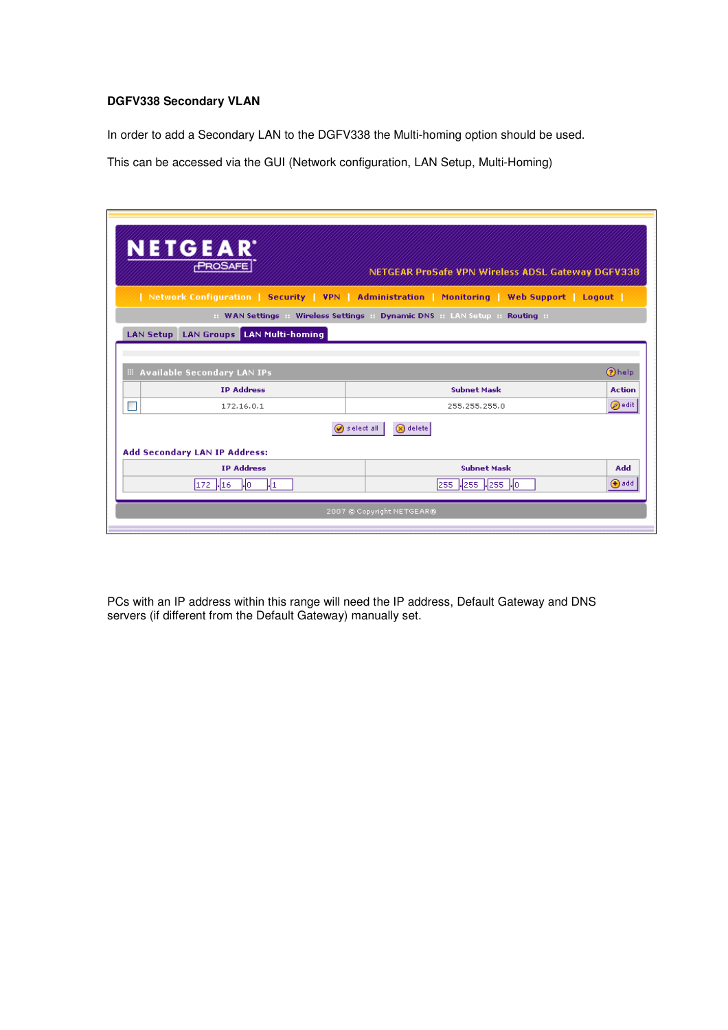**DGFV338 Secondary VLAN**

In order to add a Secondary LAN to the DGFV338 the Multi-homing option should be used.

This can be accessed via the GUI (Network configuration, LAN Setup, Multi-Homing)

NETGEAR PROSAFE

NETGEAR ProSafe VPN Wireless ADSL Gateway DGFV338

| Network Configuration | Security | VPN | Administration | Monitoring | Web Support | Logout |

:: WAN Settings :: Wireless Settings :: Dynamic DNS :: LAN Setup :: Routing ::

LAN Setup | LAN Groups | LAN Multi-homing

Available Secondary LAN IPs

| | IP Address | Subnet Mask | Action |
|---|---|---|---|
| ☐ | 172.16.0.1 | 255.255.255.0 | edit |

select all | delete

Add Secondary LAN IP Address:

| IP Address | Subnet Mask | Add |
|---|---|---|
| 172 . 16 . 0 . 1 | 255 . 255 . 255 . 0 | add |

2007 © Copyright NETGEAR®

PCs with an IP address within this range will need the IP address, Default Gateway and DNS servers (if different from the Default Gateway) manually set.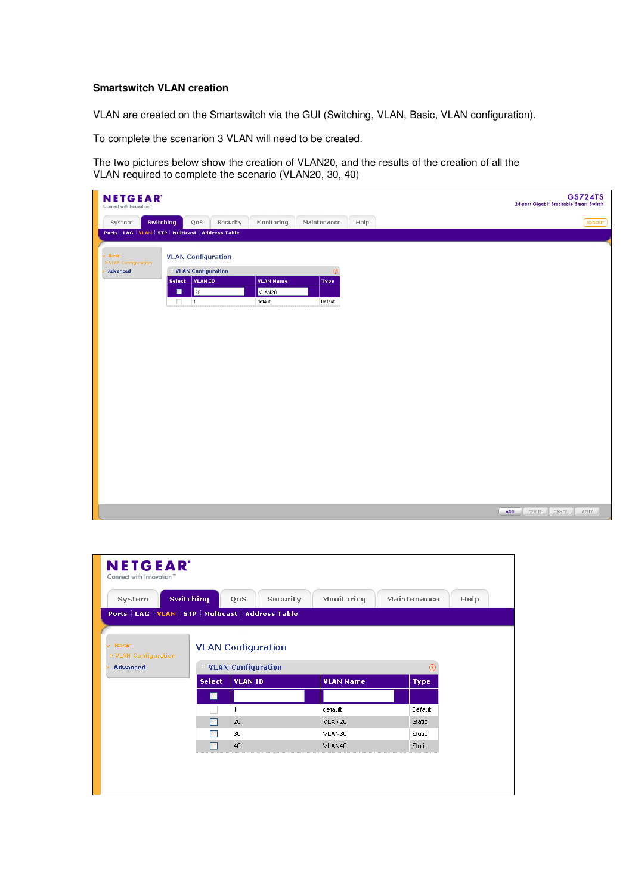**Smartswitch VLAN creation**

VLAN are created on the Smartswitch via the GUI (Switching, VLAN, Basic, VLAN configuration).

To complete the scenarion 3 VLAN will need to be created.

The two pictures below show the creation of VLAN20, and the results of the creation of all the VLAN required to complete the scenario (VLAN20, 30, 40)

NETGEAR Connect with Innovation™ | GS724TS 24-port Gigabit Stackable Smart Switch

System | Switching | QoS | Security | Monitoring | Maintenance | Help | LOGOUT

Ports | LAG | VLAN | STP | Multicast | Address Table

Basic
» VLAN Configuration
Advanced

VLAN Configuration

| Select | VLAN ID | VLAN Name | Type |
|---|---|---|---|
| | 20 | VLAN20 | |
| | 1 | default | Default |

ADD | DELETE | CANCEL | APPLY

NETGEAR Connect with Innovation™

System | Switching | QoS | Security | Monitoring | Maintenance | Help

Ports | LAG | VLAN | STP | Multicast | Address Table

Basic
» VLAN Configuration
Advanced

VLAN Configuration

| Select | VLAN ID | VLAN Name | Type |
|---|---|---|---|
| | | | |
| | 1 | default | Default |
| | 20 | VLAN20 | Static |
| | 30 | VLAN30 | Static |
| | 40 | VLAN40 | Static |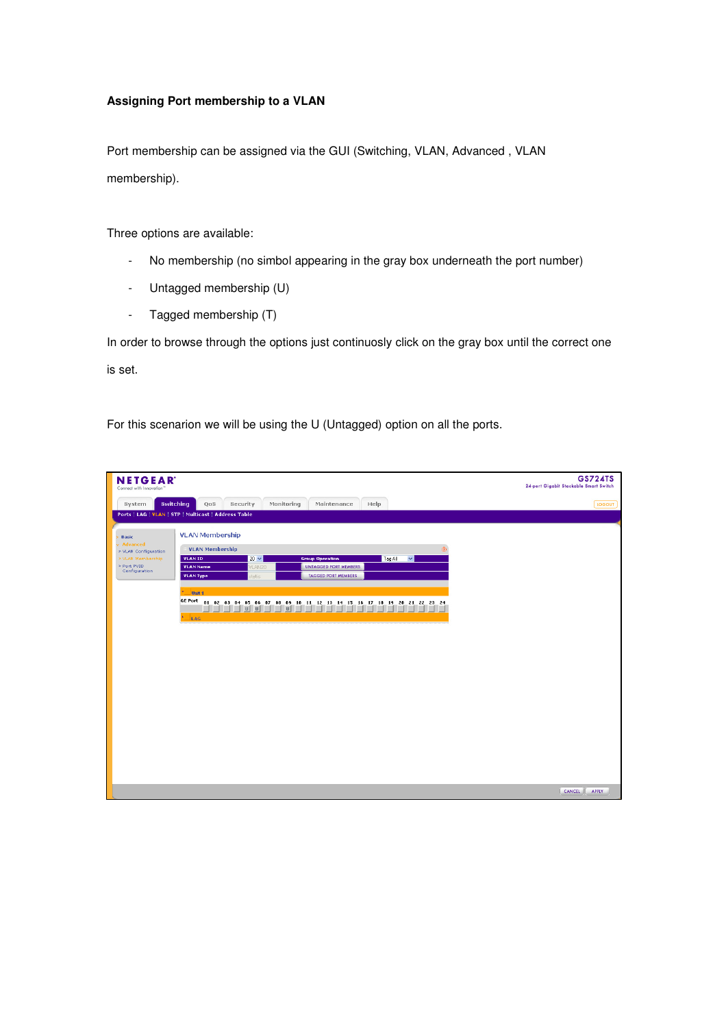**Assigning Port membership to a VLAN**

Port membership can be assigned via the GUI (Switching, VLAN, Advanced , VLAN membership).

Three options are available:

- No membership (no simbol appearing in the gray box underneath the port number)
- Untagged membership (U)
- Tagged membership (T)

In order to browse through the options just continuosly click on the gray box until the correct one is set.

For this scenarion we will be using the U (Untagged) option on all the ports.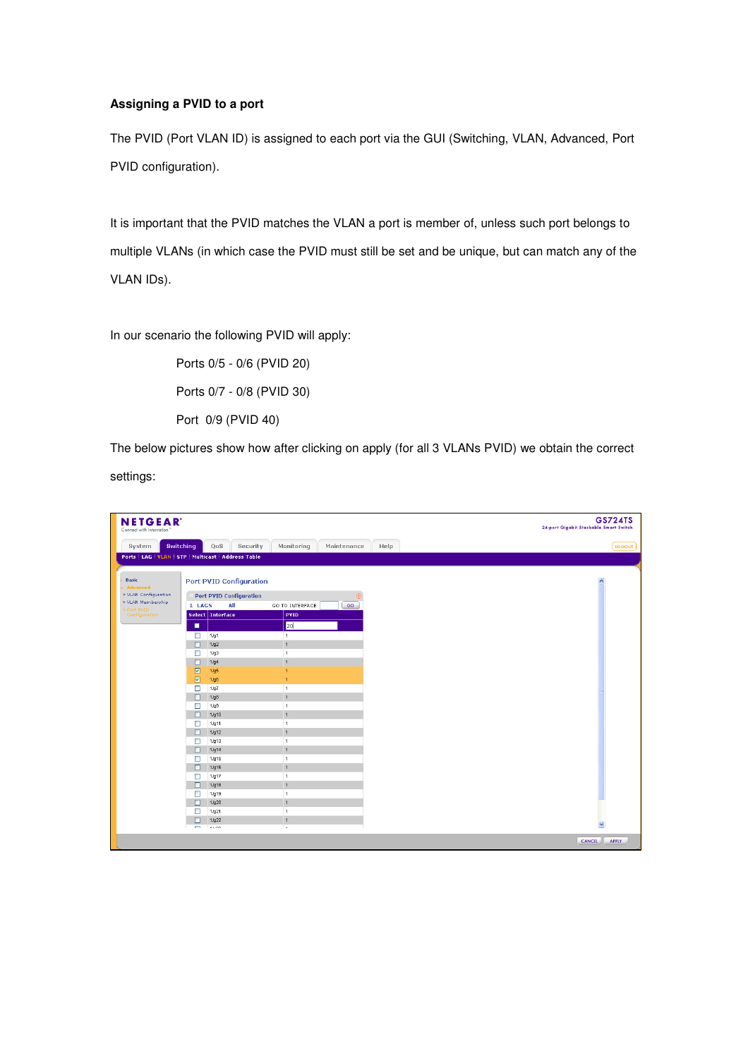**Assigning a PVID to a port**

The PVID (Port VLAN ID) is assigned to each port via the GUI (Switching, VLAN, Advanced, Port PVID configuration).

It is important that the PVID matches the VLAN a port is member of, unless such port belongs to multiple VLANs (in which case the PVID must still be set and be unique, but can match any of the VLAN IDs).

In our scenario the following PVID will apply:

Ports 0/5 - 0/6 (PVID 20)

Ports 0/7 - 0/8 (PVID 30)

Port 0/9 (PVID 40)

The below pictures show how after clicking on apply (for all 3 VLANs PVID) we obtain the correct settings: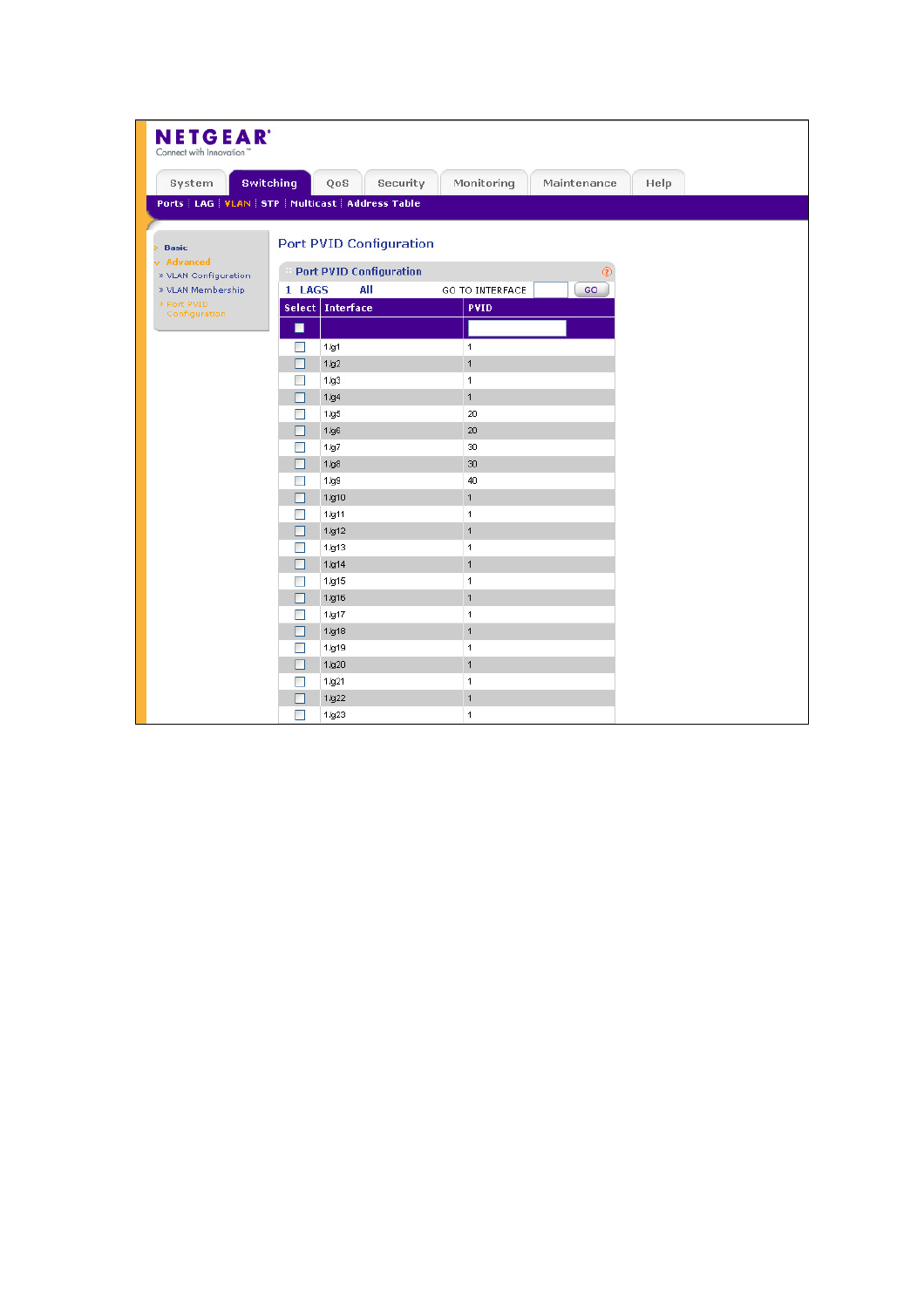**NETGEAR**
Connect with Innovation™

System | **Switching** | QoS | Security | Monitoring | Maintenance | Help

Ports | LAG | VLAN | STP | Multicast | Address Table

- Basic
- Advanced
  - VLAN Configuration
  - VLAN Membership
  - Port PVID Configuration

## Port PVID Configuration

**Port PVID Configuration**

1 LAGS All GO TO INTERFACE [ ] GO

| Select | Interface | PVID |
|---|---|---|
| ☐ | | |
| ☐ | 1/g1 | 1 |
| ☐ | 1/g2 | 1 |
| ☐ | 1/g3 | 1 |
| ☐ | 1/g4 | 1 |
| ☐ | 1/g5 | 20 |
| ☐ | 1/g6 | 20 |
| ☐ | 1/g7 | 30 |
| ☐ | 1/g8 | 30 |
| ☐ | 1/g9 | 40 |
| ☐ | 1/g10 | 1 |
| ☐ | 1/g11 | 1 |
| ☐ | 1/g12 | 1 |
| ☐ | 1/g13 | 1 |
| ☐ | 1/g14 | 1 |
| ☐ | 1/g15 | 1 |
| ☐ | 1/g16 | 1 |
| ☐ | 1/g17 | 1 |
| ☐ | 1/g18 | 1 |
| ☐ | 1/g19 | 1 |
| ☐ | 1/g20 | 1 |
| ☐ | 1/g21 | 1 |
| ☐ | 1/g22 | 1 |
| ☐ | 1/g23 | 1 |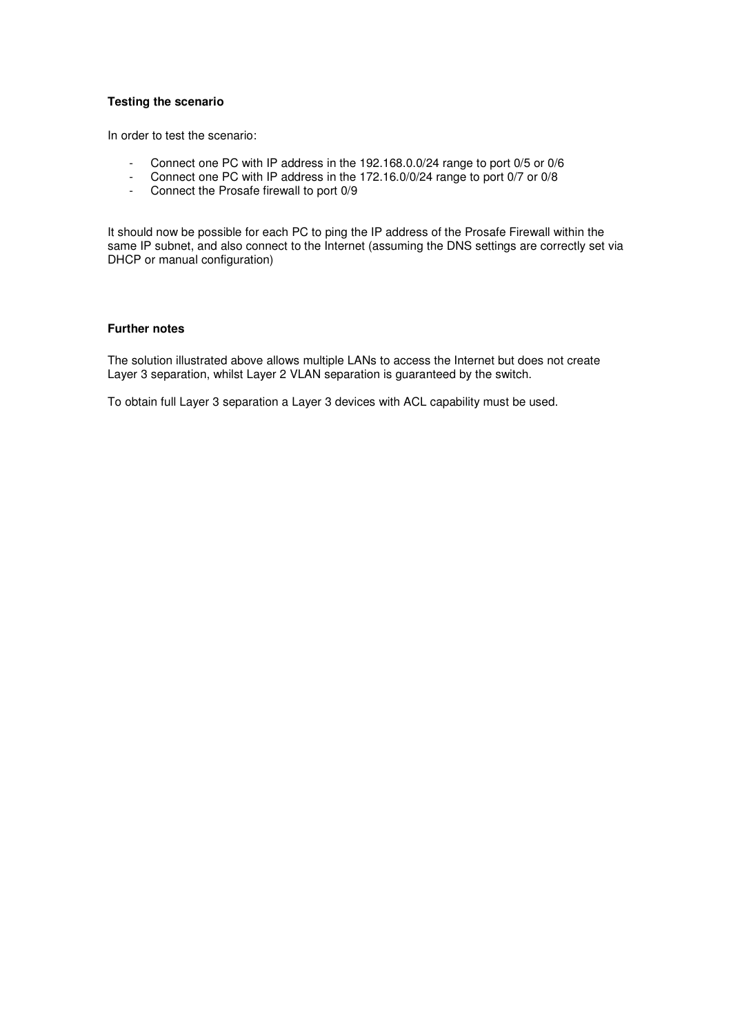**Testing the scenario**

In order to test the scenario:

- Connect one PC with IP address in the 192.168.0.0/24 range to port 0/5 or 0/6
- Connect one PC with IP address in the 172.16.0/0/24 range to port 0/7 or 0/8
- Connect the Prosafe firewall to port 0/9

It should now be possible for each PC to ping the IP address of the Prosafe Firewall within the same IP subnet, and also connect to the Internet (assuming the DNS settings are correctly set via DHCP or manual configuration)

**Further notes**

The solution illustrated above allows multiple LANs to access the Internet but does not create Layer 3 separation, whilst Layer 2 VLAN separation is guaranteed by the switch.

To obtain full Layer 3 separation a Layer 3 devices with ACL capability must be used.